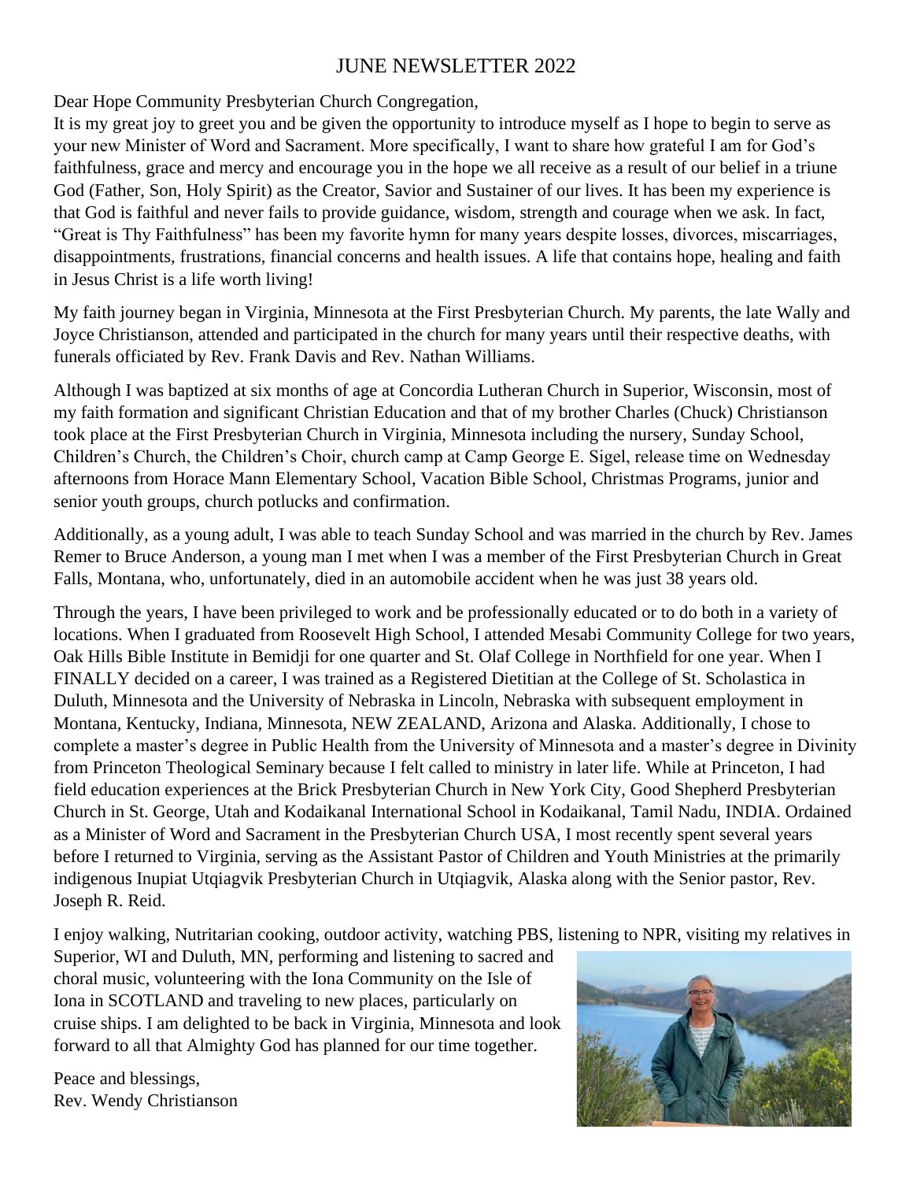# JUNE NEWSLETTER 2022

Dear Hope Community Presbyterian Church Congregation,

It is my great joy to greet you and be given the opportunity to introduce myself as I hope to begin to serve as your new Minister of Word and Sacrament. More specifically, I want to share how grateful I am for God's faithfulness, grace and mercy and encourage you in the hope we all receive as a result of our belief in a triune God (Father, Son, Holy Spirit) as the Creator, Savior and Sustainer of our lives. It has been my experience is that God is faithful and never fails to provide guidance, wisdom, strength and courage when we ask. In fact, "Great is Thy Faithfulness" has been my favorite hymn for many years despite losses, divorces, miscarriages, disappointments, frustrations, financial concerns and health issues. A life that contains hope, healing and faith in Jesus Christ is a life worth living!

My faith journey began in Virginia, Minnesota at the First Presbyterian Church. My parents, the late Wally and Joyce Christianson, attended and participated in the church for many years until their respective deaths, with funerals officiated by Rev. Frank Davis and Rev. Nathan Williams.

Although I was baptized at six months of age at Concordia Lutheran Church in Superior, Wisconsin, most of my faith formation and significant Christian Education and that of my brother Charles (Chuck) Christianson took place at the First Presbyterian Church in Virginia, Minnesota including the nursery, Sunday School, Children's Church, the Children's Choir, church camp at Camp George E. Sigel, release time on Wednesday afternoons from Horace Mann Elementary School, Vacation Bible School, Christmas Programs, junior and senior youth groups, church potlucks and confirmation.

Additionally, as a young adult, I was able to teach Sunday School and was married in the church by Rev. James Remer to Bruce Anderson, a young man I met when I was a member of the First Presbyterian Church in Great Falls, Montana, who, unfortunately, died in an automobile accident when he was just 38 years old.

Through the years, I have been privileged to work and be professionally educated or to do both in a variety of locations. When I graduated from Roosevelt High School, I attended Mesabi Community College for two years, Oak Hills Bible Institute in Bemidji for one quarter and St. Olaf College in Northfield for one year. When I FINALLY decided on a career, I was trained as a Registered Dietitian at the College of St. Scholastica in Duluth, Minnesota and the University of Nebraska in Lincoln, Nebraska with subsequent employment in Montana, Kentucky, Indiana, Minnesota, NEW ZEALAND, Arizona and Alaska. Additionally, I chose to complete a master's degree in Public Health from the University of Minnesota and a master's degree in Divinity from Princeton Theological Seminary because I felt called to ministry in later life. While at Princeton, I had field education experiences at the Brick Presbyterian Church in New York City, Good Shepherd Presbyterian Church in St. George, Utah and Kodaikanal International School in Kodaikanal, Tamil Nadu, INDIA. Ordained as a Minister of Word and Sacrament in the Presbyterian Church USA, I most recently spent several years before I returned to Virginia, serving as the Assistant Pastor of Children and Youth Ministries at the primarily indigenous Inupiat Utqiagvik Presbyterian Church in Utqiagvik, Alaska along with the Senior pastor, Rev. Joseph R. Reid.

I enjoy walking, Nutritarian cooking, outdoor activity, watching PBS, listening to NPR, visiting my relatives in Superior, WI and Duluth, MN, performing and listening to sacred and choral music, volunteering with the Iona Community on the Isle of Iona in SCOTLAND and traveling to new places, particularly on cruise ships. I am delighted to be back in Virginia, Minnesota and look forward to all that Almighty God has planned for our time together.

Peace and blessings,
Rev. Wendy Christianson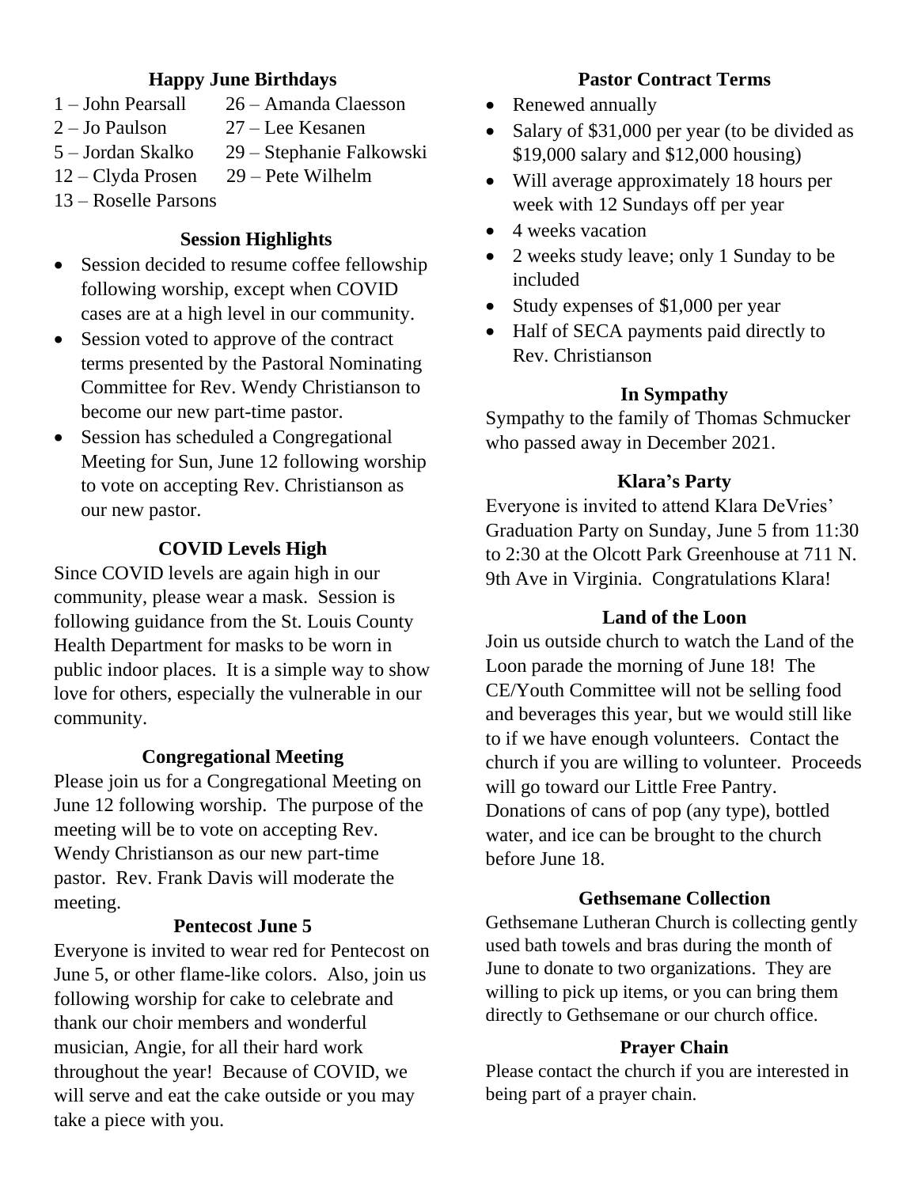### Happy June Birthdays

1 – John Pearsall
2 – Jo Paulson
5 – Jordan Skalko
12 – Clyda Prosen
13 – Roselle Parsons
26 – Amanda Claesson
27 – Lee Kesanen
29 – Stephanie Falkowski
29 – Pete Wilhelm

### Session Highlights

- Session decided to resume coffee fellowship following worship, except when COVID cases are at a high level in our community.
- Session voted to approve of the contract terms presented by the Pastoral Nominating Committee for Rev. Wendy Christianson to become our new part-time pastor.
- Session has scheduled a Congregational Meeting for Sun, June 12 following worship to vote on accepting Rev. Christianson as our new pastor.

### COVID Levels High

Since COVID levels are again high in our community, please wear a mask. Session is following guidance from the St. Louis County Health Department for masks to be worn in public indoor places. It is a simple way to show love for others, especially the vulnerable in our community.

### Congregational Meeting

Please join us for a Congregational Meeting on June 12 following worship. The purpose of the meeting will be to vote on accepting Rev. Wendy Christianson as our new part-time pastor. Rev. Frank Davis will moderate the meeting.

### Pentecost June 5

Everyone is invited to wear red for Pentecost on June 5, or other flame-like colors. Also, join us following worship for cake to celebrate and thank our choir members and wonderful musician, Angie, for all their hard work throughout the year! Because of COVID, we will serve and eat the cake outside or you may take a piece with you.

### Pastor Contract Terms

- Renewed annually
- Salary of $31,000 per year (to be divided as $19,000 salary and $12,000 housing)
- Will average approximately 18 hours per week with 12 Sundays off per year
- 4 weeks vacation
- 2 weeks study leave; only 1 Sunday to be included
- Study expenses of $1,000 per year
- Half of SECA payments paid directly to Rev. Christianson

### In Sympathy

Sympathy to the family of Thomas Schmucker who passed away in December 2021.

### Klara's Party

Everyone is invited to attend Klara DeVries' Graduation Party on Sunday, June 5 from 11:30 to 2:30 at the Olcott Park Greenhouse at 711 N. 9th Ave in Virginia. Congratulations Klara!

### Land of the Loon

Join us outside church to watch the Land of the Loon parade the morning of June 18! The CE/Youth Committee will not be selling food and beverages this year, but we would still like to if we have enough volunteers. Contact the church if you are willing to volunteer. Proceeds will go toward our Little Free Pantry. Donations of cans of pop (any type), bottled water, and ice can be brought to the church before June 18.

### Gethsemane Collection

Gethsemane Lutheran Church is collecting gently used bath towels and bras during the month of June to donate to two organizations. They are willing to pick up items, or you can bring them directly to Gethsemane or our church office.

### Prayer Chain

Please contact the church if you are interested in being part of a prayer chain.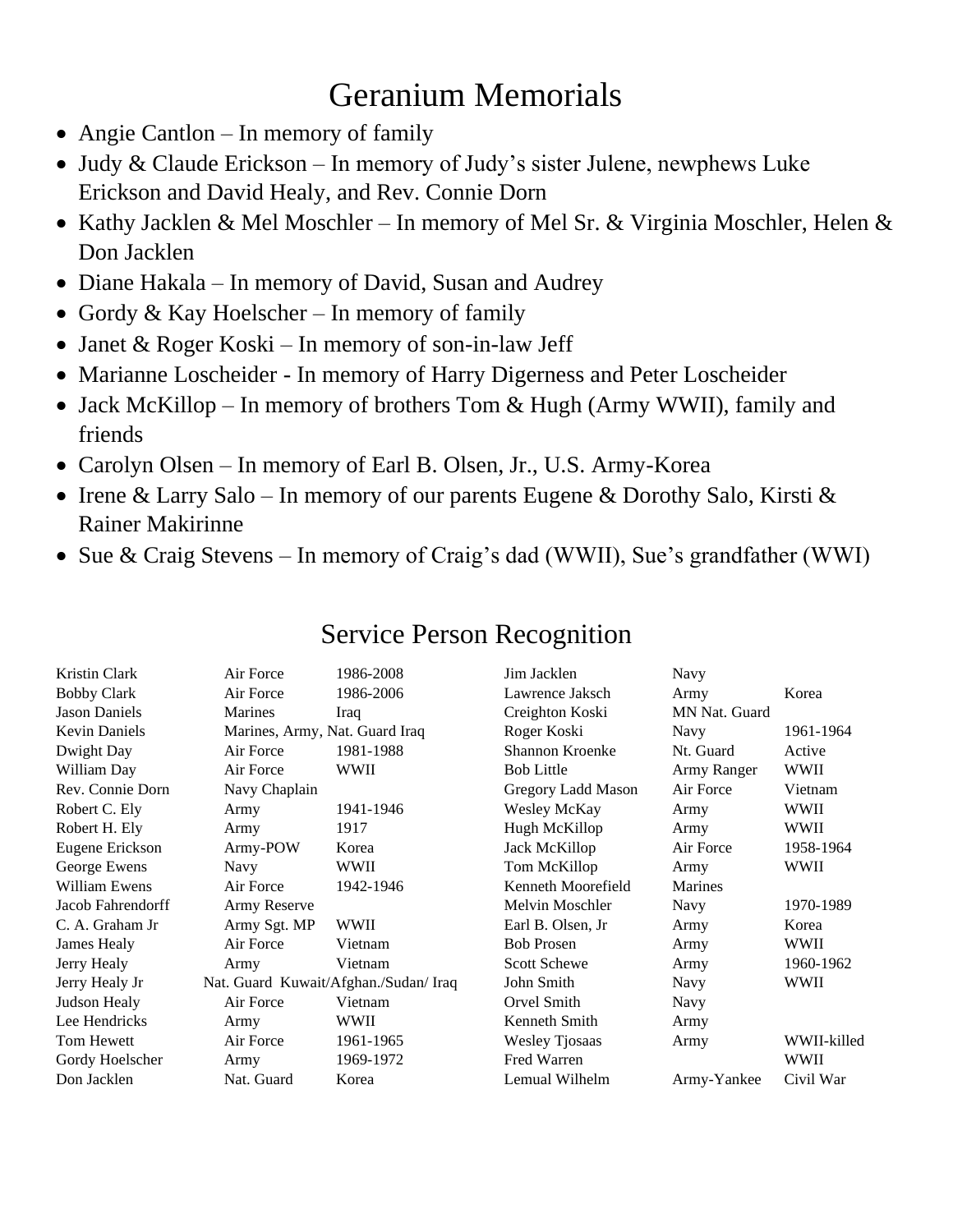# Geranium Memorials

- Angie Cantlon – In memory of family
- Judy & Claude Erickson – In memory of Judy's sister Julene, newphews Luke Erickson and David Healy, and Rev. Connie Dorn
- Kathy Jacklen & Mel Moschler – In memory of Mel Sr. & Virginia Moschler, Helen & Don Jacklen
- Diane Hakala – In memory of David, Susan and Audrey
- Gordy & Kay Hoelscher – In memory of family
- Janet & Roger Koski – In memory of son-in-law Jeff
- Marianne Loscheider - In memory of Harry Digerness and Peter Loscheider
- Jack McKillop – In memory of brothers Tom & Hugh (Army WWII), family and friends
- Carolyn Olsen – In memory of Earl B. Olsen, Jr., U.S. Army-Korea
- Irene & Larry Salo – In memory of our parents Eugene & Dorothy Salo, Kirsti & Rainer Makirinne
- Sue & Craig Stevens – In memory of Craig's dad (WWII), Sue's grandfather (WWI)

## Service Person Recognition

| Name | Branch | Service |
|---|---|---|
| Kristin Clark | Air Force | 1986-2008 |
| Bobby Clark | Air Force | 1986-2006 |
| Jason Daniels | Marines | Iraq |
| Kevin Daniels | Marines, Army, Nat. Guard | Iraq |
| Dwight Day | Air Force | 1981-1988 |
| William Day | Air Force | WWII |
| Rev. Connie Dorn | Navy Chaplain | |
| Robert C. Ely | Army | 1941-1946 |
| Robert H. Ely | Army | 1917 |
| Eugene Erickson | Army-POW | Korea |
| George Ewens | Navy | WWII |
| William Ewens | Air Force | 1942-1946 |
| Jacob Fahrendorff | Army Reserve | |
| C. A. Graham Jr | Army Sgt. MP | WWII |
| James Healy | Air Force | Vietnam |
| Jerry Healy | Army | Vietnam |
| Jerry Healy Jr | Nat. Guard | Kuwait/Afghan./Sudan/ Iraq |
| Judson Healy | Air Force | Vietnam |
| Lee Hendricks | Army | WWII |
| Tom Hewett | Air Force | 1961-1965 |
| Gordy Hoelscher | Army | 1969-1972 |
| Don Jacklen | Nat. Guard | Korea |
| Jim Jacklen | Navy | |
| Lawrence Jaksch | Army | Korea |
| Creighton Koski | MN Nat. Guard | |
| Roger Koski | Navy | 1961-1964 |
| Shannon Kroenke | Nt. Guard | Active |
| Bob Little | Army Ranger | WWII |
| Gregory Ladd Mason | Air Force | Vietnam |
| Wesley McKay | Army | WWII |
| Hugh McKillop | Army | WWII |
| Jack McKillop | Air Force | 1958-1964 |
| Tom McKillop | Army | WWII |
| Kenneth Moorefield | Marines | |
| Melvin Moschler | Navy | 1970-1989 |
| Earl B. Olsen, Jr | Army | Korea |
| Bob Prosen | Army | WWII |
| Scott Schewe | Army | 1960-1962 |
| John Smith | Navy | WWII |
| Orvel Smith | Navy | |
| Kenneth Smith | Army | |
| Wesley Tjosaas | Army | WWII-killed |
| Fred Warren | | WWII |
| Lemual Wilhelm | Army-Yankee | Civil War |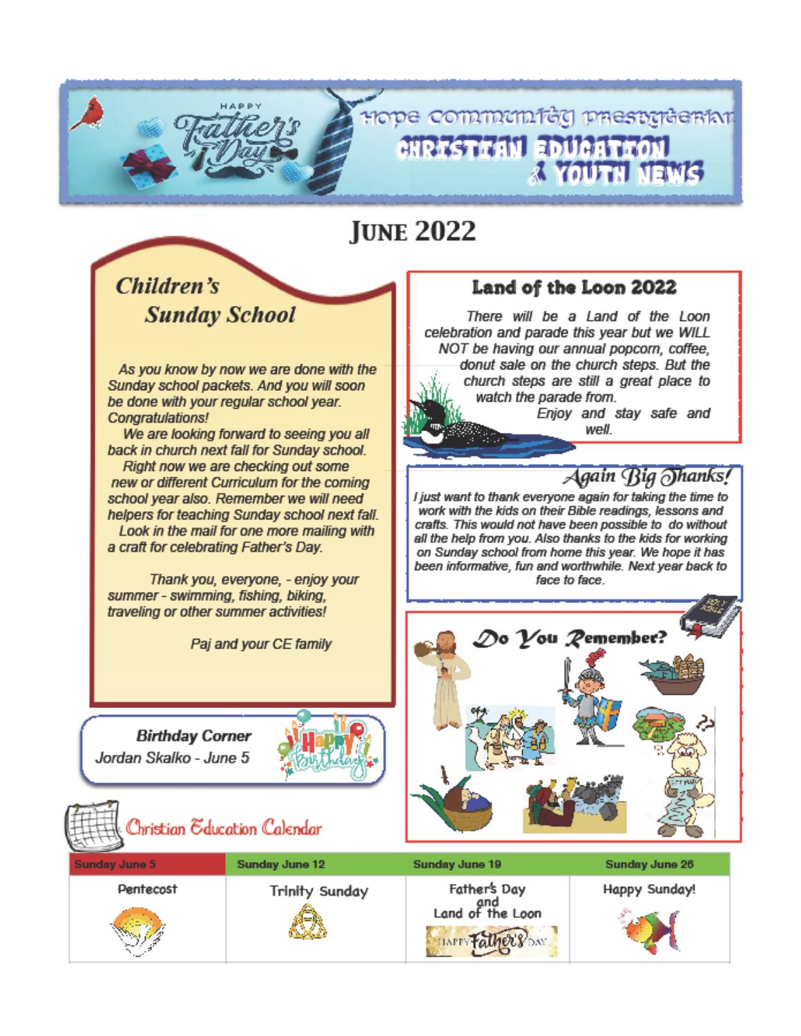Hope Community Presbyterian

# CHRISTIAN EDUCATION & YOUTH NEWS

## JUNE 2022

### Children's Sunday School

*As you know by now we are done with the Sunday school packets. And you will soon be done with your regular school year. Congratulations!*

*We are looking forward to seeing you all back in church next fall for Sunday school.*

*Right now we are checking out some new or different Curriculum for the coming school year also. Remember we will need helpers for teaching Sunday school next fall.*

*Look in the mail for one more mailing with a craft for celebrating Father's Day.*

*Thank you, everyone, - enjoy your summer - swimming, fishing, biking, traveling or other summer activities!*

*Paj and your CE family*

### Land of the Loon 2022

*There will be a Land of the Loon celebration and parade this year but we WILL NOT be having our annual popcorn, coffee, donut sale on the church steps. But the church steps are still a great place to watch the parade from.*

*Enjoy and stay safe and well.*

### Again Big Thanks!

*I just want to thank everyone again for taking the time to work with the kids on their Bible readings, lessons and crafts. This would not have been possible to do without all the help from you. Also thanks to the kids for working on Sunday school from home this year. We hope it has been informative, fun and worthwhile. Next year back to face to face.*

### Do You Remember?

### Birthday Corner

*Jordan Skalko - June 5*

### Christian Education Calendar

| Sunday June 5 | Sunday June 12 | Sunday June 19 | Sunday June 26 |
|---|---|---|---|
| Pentecost | Trinity Sunday | Father's Day and Land of the Loon | Happy Sunday! |